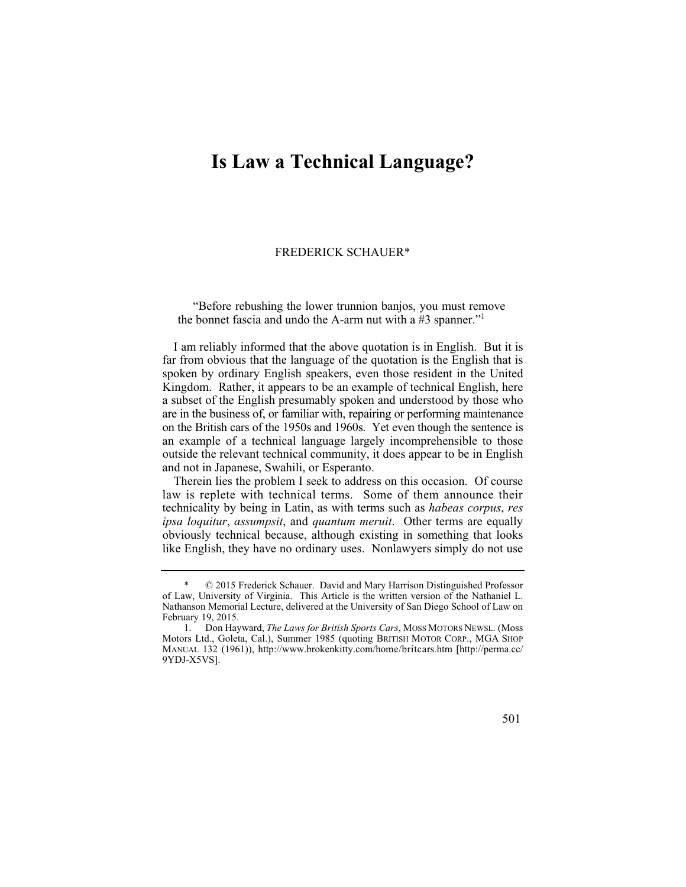# Is Law a Technical Language?

FREDERICK SCHAUER*

> "Before rebushing the lower trunnion banjos, you must remove the bonnet fascia and undo the A-arm nut with a #3 spanner."[1]

I am reliably informed that the above quotation is in English. But it is far from obvious that the language of the quotation is the English that is spoken by ordinary English speakers, even those resident in the United Kingdom. Rather, it appears to be an example of technical English, here a subset of the English presumably spoken and understood by those who are in the business of, or familiar with, repairing or performing maintenance on the British cars of the 1950s and 1960s. Yet even though the sentence is an example of a technical language largely incomprehensible to those outside the relevant technical community, it does appear to be in English and not in Japanese, Swahili, or Esperanto.

Therein lies the problem I seek to address on this occasion. Of course law is replete with technical terms. Some of them announce their technicality by being in Latin, as with terms such as *habeas corpus*, *res ipsa loquitur*, *assumpsit*, and *quantum meruit*. Other terms are equally obviously technical because, although existing in something that looks like English, they have no ordinary uses. Nonlawyers simply do not use

---

\* © 2015 Frederick Schauer. David and Mary Harrison Distinguished Professor of Law, University of Virginia. This Article is the written version of the Nathaniel L. Nathanson Memorial Lecture, delivered at the University of San Diego School of Law on February 19, 2015.

1. Don Hayward, *The Laws for British Sports Cars*, MOSS MOTORS NEWSL. (Moss Motors Ltd., Goleta, Cal.), Summer 1985 (quoting BRITISH MOTOR CORP., MGA SHOP MANUAL 132 (1961)), http://www.brokenkitty.com/home/britcars.htm [http://perma.cc/9YDJ-X5VS].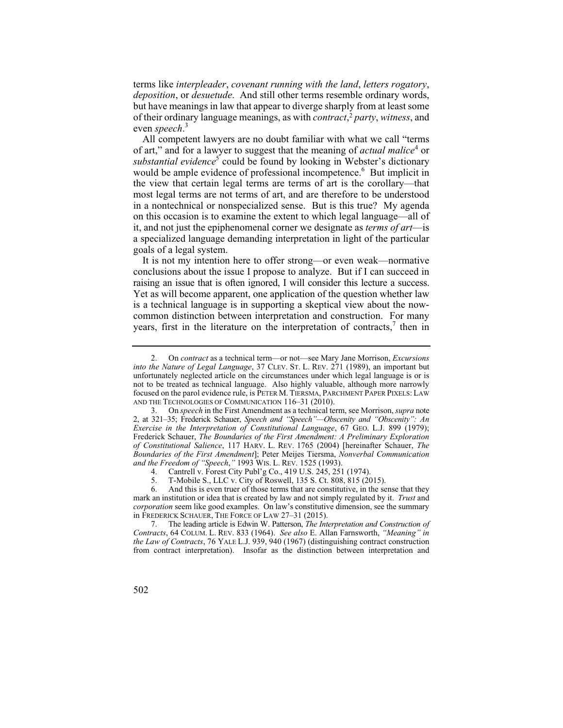terms like *interpleader*, *covenant running with the land*, *letters rogatory*, *deposition*, or *desuetude*. And still other terms resemble ordinary words, but have meanings in law that appear to diverge sharply from at least some of their ordinary language meanings, as with *contract*,[2] *party*, *witness*, and even *speech*.[3]

All competent lawyers are no doubt familiar with what we call "terms of art," and for a lawyer to suggest that the meaning of *actual malice*[4] or *substantial evidence*[5] could be found by looking in Webster's dictionary would be ample evidence of professional incompetence.[6] But implicit in the view that certain legal terms are terms of art is the corollary—that most legal terms are not terms of art, and are therefore to be understood in a nontechnical or nonspecialized sense. But is this true? My agenda on this occasion is to examine the extent to which legal language—all of it, and not just the epiphenomenal corner we designate as *terms of art*—is a specialized language demanding interpretation in light of the particular goals of a legal system.

It is not my intention here to offer strong—or even weak—normative conclusions about the issue I propose to analyze. But if I can succeed in raising an issue that is often ignored, I will consider this lecture a success. Yet as will become apparent, one application of the question whether law is a technical language is in supporting a skeptical view about the now-common distinction between interpretation and construction. For many years, first in the literature on the interpretation of contracts,[7] then in

---

2. On *contract* as a technical term—or not—see Mary Jane Morrison, *Excursions into the Nature of Legal Language*, 37 CLEV. ST. L. REV. 271 (1989), an important but unfortunately neglected article on the circumstances under which legal language is or is not to be treated as technical language. Also highly valuable, although more narrowly focused on the parol evidence rule, is PETER M. TIERSMA, PARCHMENT PAPER PIXELS: LAW AND THE TECHNOLOGIES OF COMMUNICATION 116–31 (2010).

3. On *speech* in the First Amendment as a technical term, see Morrison, *supra* note 2, at 321–35; Frederick Schauer, *Speech and "Speech"—Obscenity and "Obscenity": An Exercise in the Interpretation of Constitutional Language*, 67 GEO. L.J. 899 (1979); Frederick Schauer, *The Boundaries of the First Amendment: A Preliminary Exploration of Constitutional Salience*, 117 HARV. L. REV. 1765 (2004) [hereinafter Schauer, *The Boundaries of the First Amendment*]; Peter Meijes Tiersma, *Nonverbal Communication and the Freedom of "Speech*,*"* 1993 WIS. L. REV. 1525 (1993).

4. Cantrell v. Forest City Publ'g Co., 419 U.S. 245, 251 (1974).

5. T-Mobile S., LLC v. City of Roswell, 135 S. Ct. 808, 815 (2015).

6. And this is even truer of those terms that are constitutive, in the sense that they mark an institution or idea that is created by law and not simply regulated by it. *Trust* and *corporation* seem like good examples. On law's constitutive dimension, see the summary in FREDERICK SCHAUER, THE FORCE OF LAW 27–31 (2015).

7. The leading article is Edwin W. Patterson, *The Interpretation and Construction of Contracts*, 64 COLUM. L. REV. 833 (1964). *See also* E. Allan Farnsworth, *"Meaning" in the Law of Contracts*, 76 YALE L.J. 939, 940 (1967) (distinguishing contract construction from contract interpretation). Insofar as the distinction between interpretation and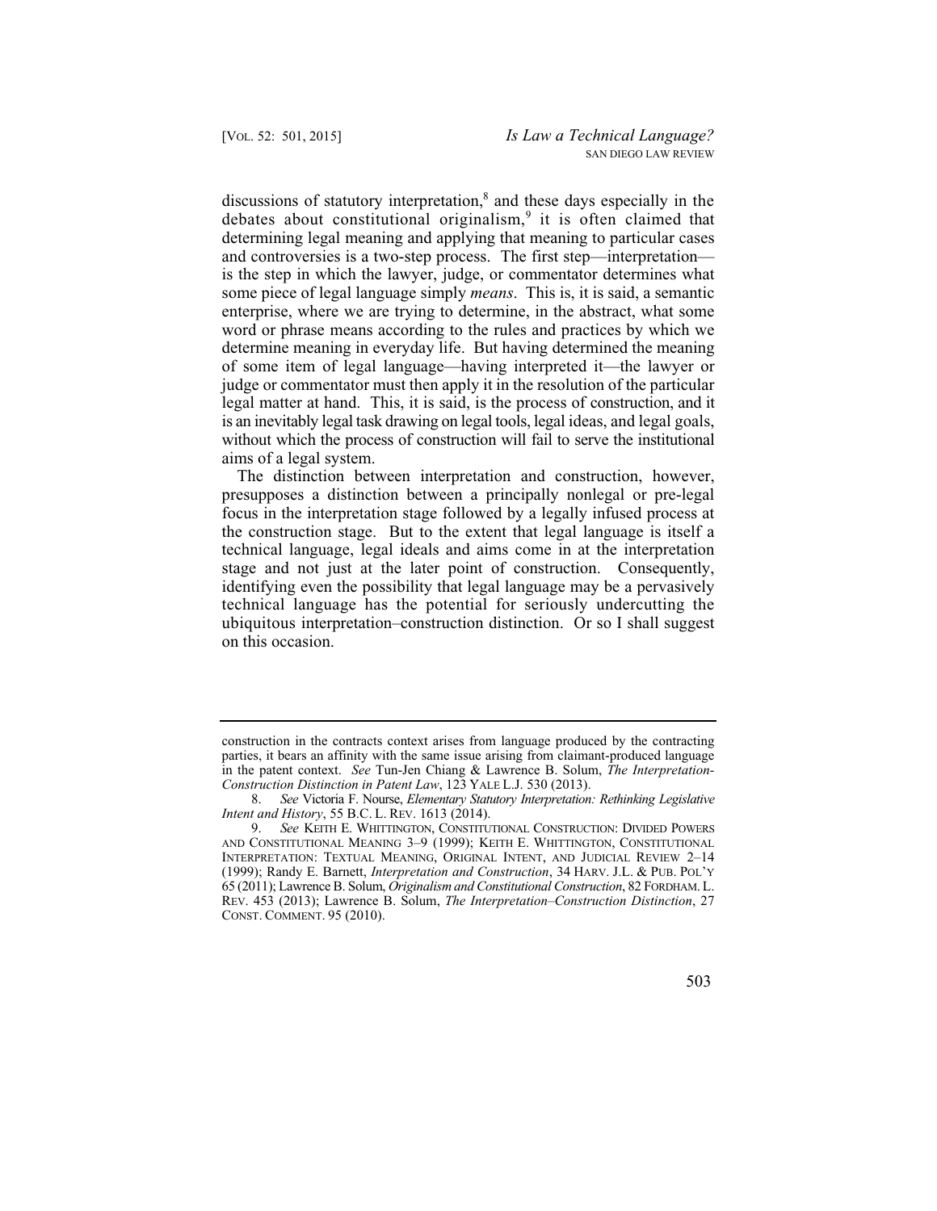discussions of statutory interpretation,[8] and these days especially in the debates about constitutional originalism,[9] it is often claimed that determining legal meaning and applying that meaning to particular cases and controversies is a two-step process. The first step—interpretation—is the step in which the lawyer, judge, or commentator determines what some piece of legal language simply *means*. This is, it is said, a semantic enterprise, where we are trying to determine, in the abstract, what some word or phrase means according to the rules and practices by which we determine meaning in everyday life. But having determined the meaning of some item of legal language—having interpreted it—the lawyer or judge or commentator must then apply it in the resolution of the particular legal matter at hand. This, it is said, is the process of construction, and it is an inevitably legal task drawing on legal tools, legal ideas, and legal goals, without which the process of construction will fail to serve the institutional aims of a legal system.

The distinction between interpretation and construction, however, presupposes a distinction between a principally nonlegal or pre-legal focus in the interpretation stage followed by a legally infused process at the construction stage. But to the extent that legal language is itself a technical language, legal ideals and aims come in at the interpretation stage and not just at the later point of construction. Consequently, identifying even the possibility that legal language may be a pervasively technical language has the potential for seriously undercutting the ubiquitous interpretation–construction distinction. Or so I shall suggest on this occasion.

---

construction in the contracts context arises from language produced by the contracting parties, it bears an affinity with the same issue arising from claimant-produced language in the patent context. *See* Tun-Jen Chiang & Lawrence B. Solum, *The Interpretation-Construction Distinction in Patent Law*, 123 YALE L.J. 530 (2013).

8. *See* Victoria F. Nourse, *Elementary Statutory Interpretation: Rethinking Legislative Intent and History*, 55 B.C. L. REV. 1613 (2014).

9. *See* KEITH E. WHITTINGTON, CONSTITUTIONAL CONSTRUCTION: DIVIDED POWERS AND CONSTITUTIONAL MEANING 3–9 (1999); KEITH E. WHITTINGTON, CONSTITUTIONAL INTERPRETATION: TEXTUAL MEANING, ORIGINAL INTENT, AND JUDICIAL REVIEW 2–14 (1999); Randy E. Barnett, *Interpretation and Construction*, 34 HARV. J.L. & PUB. POL'Y 65 (2011); Lawrence B. Solum, *Originalism and Constitutional Construction*, 82 FORDHAM. L. REV. 453 (2013); Lawrence B. Solum, *The Interpretation–Construction Distinction*, 27 CONST. COMMENT. 95 (2010).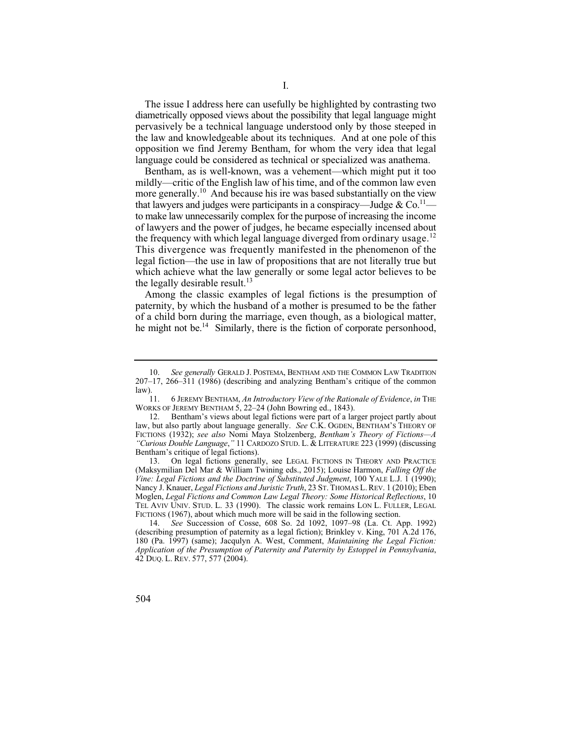# I.

The issue I address here can usefully be highlighted by contrasting two diametrically opposed views about the possibility that legal language might pervasively be a technical language understood only by those steeped in the law and knowledgeable about its techniques. And at one pole of this opposition we find Jeremy Bentham, for whom the very idea that legal language could be considered as technical or specialized was anathema.

Bentham, as is well-known, was a vehement—which might put it too mildly—critic of the English law of his time, and of the common law even more generally.[10] And because his ire was based substantially on the view that lawyers and judges were participants in a conspiracy—Judge & Co.[11]—to make law unnecessarily complex for the purpose of increasing the income of lawyers and the power of judges, he became especially incensed about the frequency with which legal language diverged from ordinary usage.[12] This divergence was frequently manifested in the phenomenon of the legal fiction—the use in law of propositions that are not literally true but which achieve what the law generally or some legal actor believes to be the legally desirable result.[13]

Among the classic examples of legal fictions is the presumption of paternity, by which the husband of a mother is presumed to be the father of a child born during the marriage, even though, as a biological matter, he might not be.[14] Similarly, there is the fiction of corporate personhood,

---

10. *See generally* GERALD J. POSTEMA, BENTHAM AND THE COMMON LAW TRADITION 207–17, 266–311 (1986) (describing and analyzing Bentham's critique of the common law).

11. 6 JEREMY BENTHAM, *An Introductory View of the Rationale of Evidence*, *in* THE WORKS OF JEREMY BENTHAM 5, 22–24 (John Bowring ed., 1843).

12. Bentham's views about legal fictions were part of a larger project partly about law, but also partly about language generally. *See* C.K. OGDEN, BENTHAM'S THEORY OF FICTIONS (1932); *see also* Nomi Maya Stolzenberg, *Bentham's Theory of Fictions—A "Curious Double Language*,*"* 11 CARDOZO STUD. L. & LITERATURE 223 (1999) (discussing Bentham's critique of legal fictions).

13. On legal fictions generally, see LEGAL FICTIONS IN THEORY AND PRACTICE (Maksymilian Del Mar & William Twining eds., 2015); Louise Harmon, *Falling Off the Vine: Legal Fictions and the Doctrine of Substituted Judgment*, 100 YALE L.J. 1 (1990); Nancy J. Knauer, *Legal Fictions and Juristic Truth*, 23 ST. THOMAS L. REV. 1 (2010); Eben Moglen, *Legal Fictions and Common Law Legal Theory: Some Historical Reflections*, 10 TEL AVIV UNIV. STUD. L. 33 (1990). The classic work remains LON L. FULLER, LEGAL FICTIONS (1967), about which much more will be said in the following section.

14. *See* Succession of Cosse, 608 So. 2d 1092, 1097–98 (La. Ct. App. 1992) (describing presumption of paternity as a legal fiction); Brinkley v. King, 701 A.2d 176, 180 (Pa. 1997) (same); Jacqulyn A. West, Comment, *Maintaining the Legal Fiction: Application of the Presumption of Paternity and Paternity by Estoppel in Pennsylvania*, 42 DUQ. L. REV. 577, 577 (2004).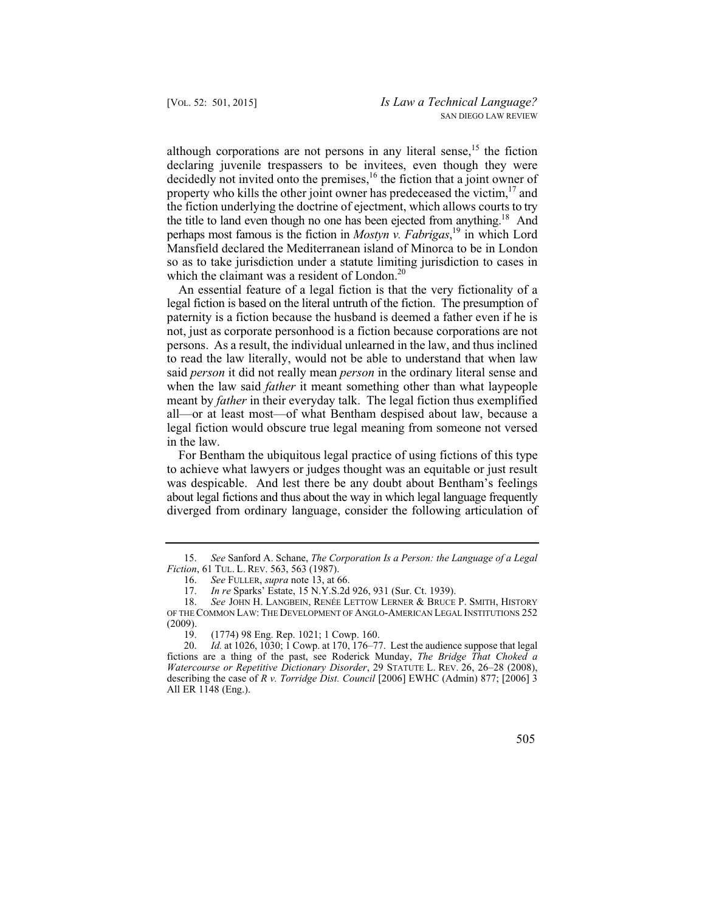although corporations are not persons in any literal sense,[15] the fiction declaring juvenile trespassers to be invitees, even though they were decidedly not invited onto the premises,[16] the fiction that a joint owner of property who kills the other joint owner has predeceased the victim,[17] and the fiction underlying the doctrine of ejectment, which allows courts to try the title to land even though no one has been ejected from anything.[18] And perhaps most famous is the fiction in *Mostyn v. Fabrigas*,[19] in which Lord Mansfield declared the Mediterranean island of Minorca to be in London so as to take jurisdiction under a statute limiting jurisdiction to cases in which the claimant was a resident of London.[20]

An essential feature of a legal fiction is that the very fictionality of a legal fiction is based on the literal untruth of the fiction. The presumption of paternity is a fiction because the husband is deemed a father even if he is not, just as corporate personhood is a fiction because corporations are not persons. As a result, the individual unlearned in the law, and thus inclined to read the law literally, would not be able to understand that when law said *person* it did not really mean *person* in the ordinary literal sense and when the law said *father* it meant something other than what laypeople meant by *father* in their everyday talk. The legal fiction thus exemplified all—or at least most—of what Bentham despised about law, because a legal fiction would obscure true legal meaning from someone not versed in the law.

For Bentham the ubiquitous legal practice of using fictions of this type to achieve what lawyers or judges thought was an equitable or just result was despicable. And lest there be any doubt about Bentham's feelings about legal fictions and thus about the way in which legal language frequently diverged from ordinary language, consider the following articulation of

---

15. *See* Sanford A. Schane, *The Corporation Is a Person: the Language of a Legal Fiction*, 61 TUL. L. REV. 563, 563 (1987).

16. *See* FULLER, *supra* note 13, at 66.

17. *In re* Sparks' Estate, 15 N.Y.S.2d 926, 931 (Sur. Ct. 1939).

18. *See* JOHN H. LANGBEIN, RENÉE LETTOW LERNER & BRUCE P. SMITH, HISTORY OF THE COMMON LAW: THE DEVELOPMENT OF ANGLO-AMERICAN LEGAL INSTITUTIONS 252 (2009).

19. (1774) 98 Eng. Rep. 1021; 1 Cowp. 160.

20. *Id.* at 1026, 1030; 1 Cowp. at 170, 176–77. Lest the audience suppose that legal fictions are a thing of the past, see Roderick Munday, *The Bridge That Choked a Watercourse or Repetitive Dictionary Disorder*, 29 STATUTE L. REV. 26, 26–28 (2008), describing the case of *R v. Torridge Dist. Council* [2006] EWHC (Admin) 877; [2006] 3 All ER 1148 (Eng.).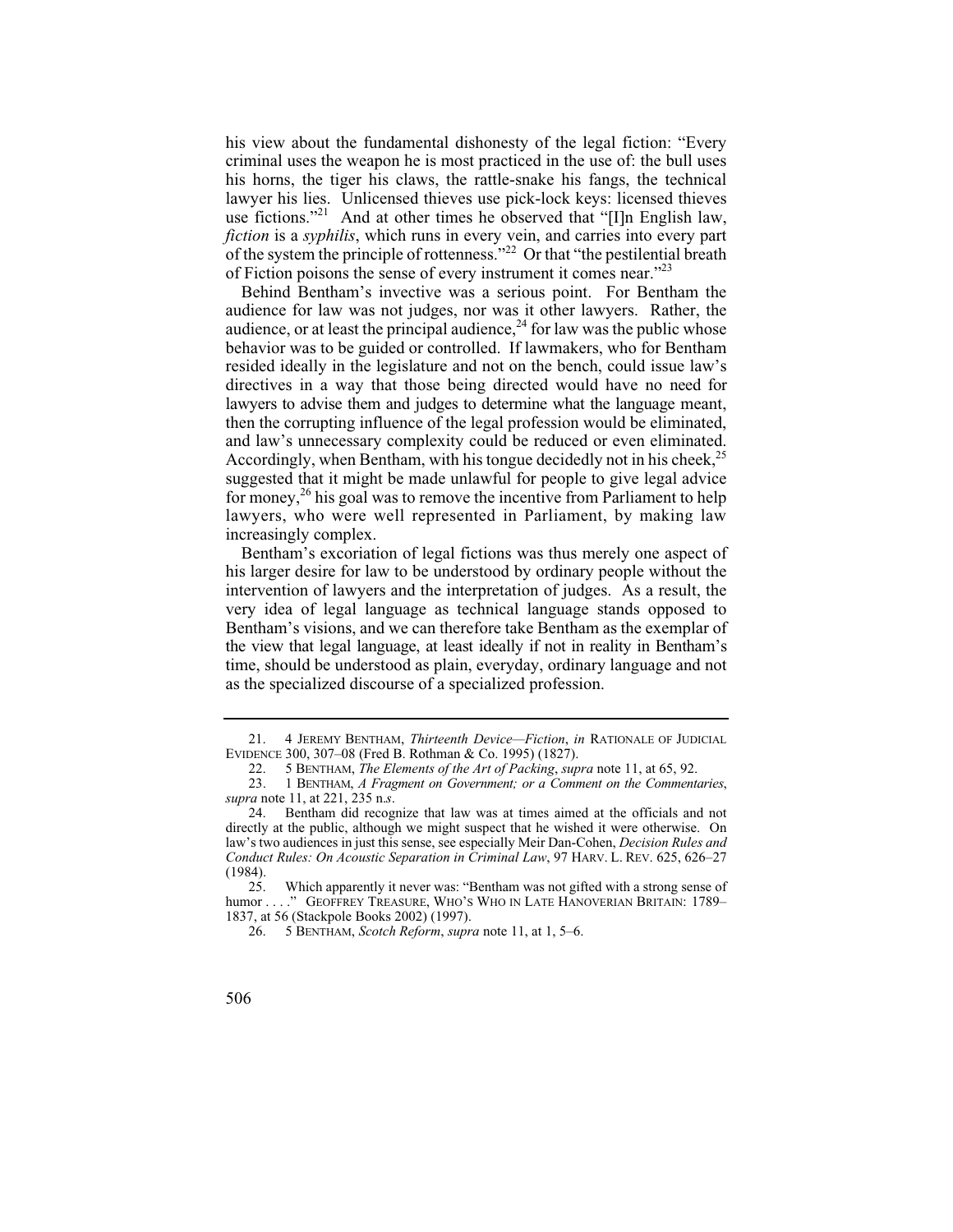his view about the fundamental dishonesty of the legal fiction: "Every criminal uses the weapon he is most practiced in the use of: the bull uses his horns, the tiger his claws, the rattle-snake his fangs, the technical lawyer his lies. Unlicensed thieves use pick-lock keys: licensed thieves use fictions."[21] And at other times he observed that "[I]n English law, *fiction* is a *syphilis*, which runs in every vein, and carries into every part of the system the principle of rottenness."[22] Or that "the pestilential breath of Fiction poisons the sense of every instrument it comes near."[23]

Behind Bentham's invective was a serious point. For Bentham the audience for law was not judges, nor was it other lawyers. Rather, the audience, or at least the principal audience,[24] for law was the public whose behavior was to be guided or controlled. If lawmakers, who for Bentham resided ideally in the legislature and not on the bench, could issue law's directives in a way that those being directed would have no need for lawyers to advise them and judges to determine what the language meant, then the corrupting influence of the legal profession would be eliminated, and law's unnecessary complexity could be reduced or even eliminated. Accordingly, when Bentham, with his tongue decidedly not in his cheek,[25] suggested that it might be made unlawful for people to give legal advice for money,[26] his goal was to remove the incentive from Parliament to help lawyers, who were well represented in Parliament, by making law increasingly complex.

Bentham's excoriation of legal fictions was thus merely one aspect of his larger desire for law to be understood by ordinary people without the intervention of lawyers and the interpretation of judges. As a result, the very idea of legal language as technical language stands opposed to Bentham's visions, and we can therefore take Bentham as the exemplar of the view that legal language, at least ideally if not in reality in Bentham's time, should be understood as plain, everyday, ordinary language and not as the specialized discourse of a specialized profession.

---

21. 4 JEREMY BENTHAM, *Thirteenth Device—Fiction*, *in* RATIONALE OF JUDICIAL EVIDENCE 300, 307–08 (Fred B. Rothman & Co. 1995) (1827).

22. 5 BENTHAM, *The Elements of the Art of Packing*, *supra* note 11, at 65, 92.

23. 1 BENTHAM, *A Fragment on Government; or a Comment on the Commentaries*, *supra* note 11, at 221, 235 n.*s*.

24. Bentham did recognize that law was at times aimed at the officials and not directly at the public, although we might suspect that he wished it were otherwise. On law's two audiences in just this sense, see especially Meir Dan-Cohen, *Decision Rules and Conduct Rules: On Acoustic Separation in Criminal Law*, 97 HARV. L. REV. 625, 626–27 (1984).

25. Which apparently it never was: "Bentham was not gifted with a strong sense of humor . . . ." GEOFFREY TREASURE, WHO'S WHO IN LATE HANOVERIAN BRITAIN: 1789–1837, at 56 (Stackpole Books 2002) (1997).

26. 5 BENTHAM, *Scotch Reform*, *supra* note 11, at 1, 5–6.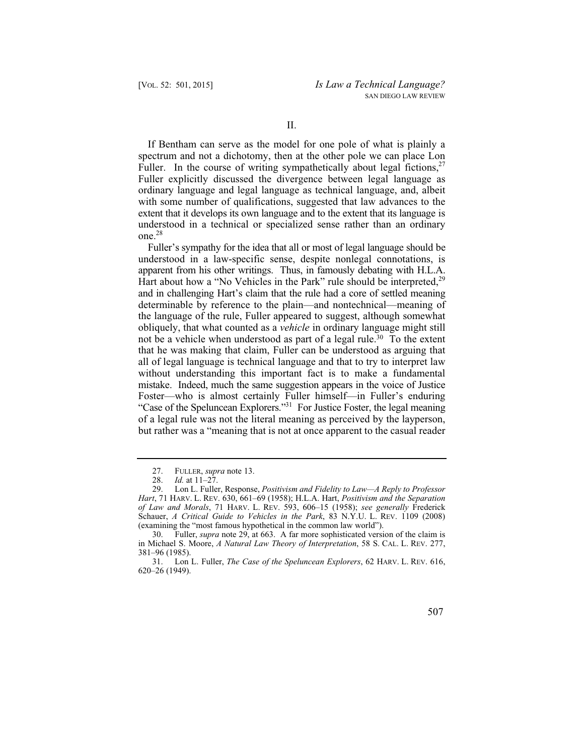## II.

If Bentham can serve as the model for one pole of what is plainly a spectrum and not a dichotomy, then at the other pole we can place Lon Fuller. In the course of writing sympathetically about legal fictions,[27] Fuller explicitly discussed the divergence between legal language as ordinary language and legal language as technical language, and, albeit with some number of qualifications, suggested that law advances to the extent that it develops its own language and to the extent that its language is understood in a technical or specialized sense rather than an ordinary one.[28]

Fuller's sympathy for the idea that all or most of legal language should be understood in a law-specific sense, despite nonlegal connotations, is apparent from his other writings. Thus, in famously debating with H.L.A. Hart about how a "No Vehicles in the Park" rule should be interpreted,[29] and in challenging Hart's claim that the rule had a core of settled meaning determinable by reference to the plain—and nontechnical—meaning of the language of the rule, Fuller appeared to suggest, although somewhat obliquely, that what counted as a *vehicle* in ordinary language might still not be a vehicle when understood as part of a legal rule.[30] To the extent that he was making that claim, Fuller can be understood as arguing that all of legal language is technical language and that to try to interpret law without understanding this important fact is to make a fundamental mistake. Indeed, much the same suggestion appears in the voice of Justice Foster—who is almost certainly Fuller himself—in Fuller's enduring "Case of the Speluncean Explorers."[31] For Justice Foster, the legal meaning of a legal rule was not the literal meaning as perceived by the layperson, but rather was a "meaning that is not at once apparent to the casual reader

---

27. FULLER, *supra* note 13.

28. *Id.* at 11–27.

29. Lon L. Fuller, Response, *Positivism and Fidelity to Law—A Reply to Professor Hart*, 71 HARV. L. REV. 630, 661–69 (1958); H.L.A. Hart, *Positivism and the Separation of Law and Morals*, 71 HARV. L. REV. 593, 606–15 (1958); *see generally* Frederick Schauer, *A Critical Guide to Vehicles in the Park*, 83 N.Y.U. L. REV. 1109 (2008) (examining the "most famous hypothetical in the common law world").

30. Fuller, *supra* note 29, at 663. A far more sophisticated version of the claim is in Michael S. Moore, *A Natural Law Theory of Interpretation*, 58 S. CAL. L. REV. 277, 381–96 (1985).

31. Lon L. Fuller, *The Case of the Speluncean Explorers*, 62 HARV. L. REV. 616, 620–26 (1949).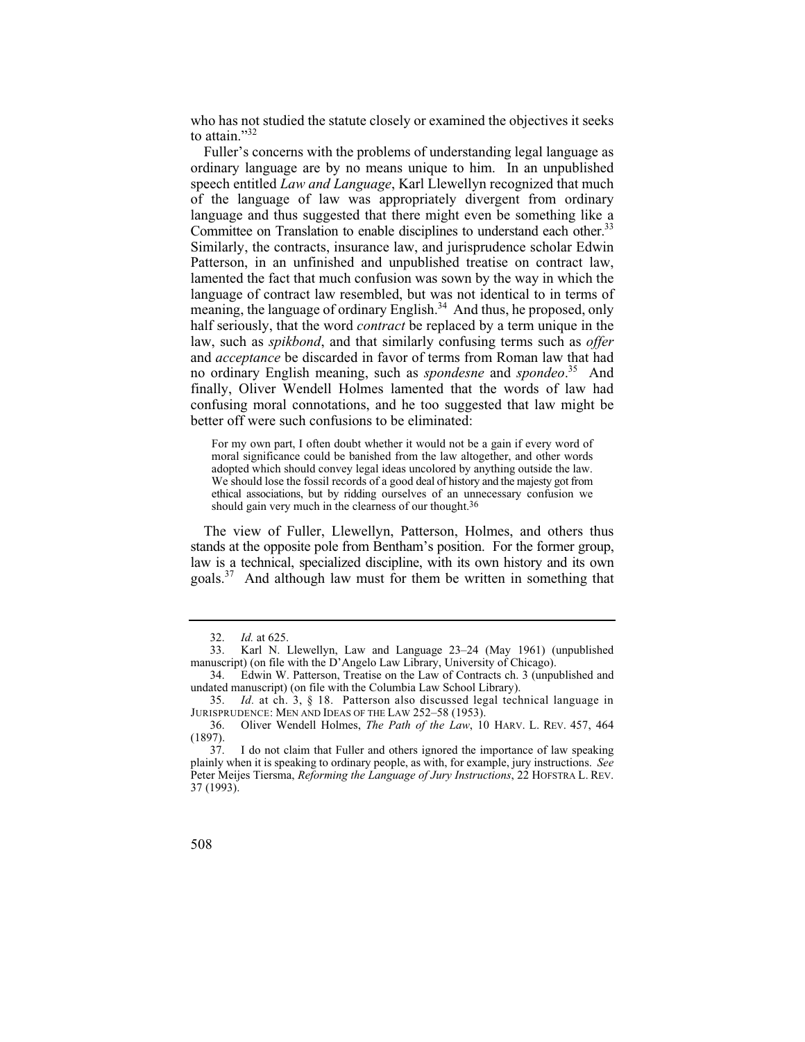who has not studied the statute closely or examined the objectives it seeks to attain."[32]

Fuller's concerns with the problems of understanding legal language as ordinary language are by no means unique to him. In an unpublished speech entitled *Law and Language*, Karl Llewellyn recognized that much of the language of law was appropriately divergent from ordinary language and thus suggested that there might even be something like a Committee on Translation to enable disciplines to understand each other.[33] Similarly, the contracts, insurance law, and jurisprudence scholar Edwin Patterson, in an unfinished and unpublished treatise on contract law, lamented the fact that much confusion was sown by the way in which the language of contract law resembled, but was not identical to in terms of meaning, the language of ordinary English.[34] And thus, he proposed, only half seriously, that the word *contract* be replaced by a term unique in the law, such as *spikbond*, and that similarly confusing terms such as *offer* and *acceptance* be discarded in favor of terms from Roman law that had no ordinary English meaning, such as *spondesne* and *spondeo*.[35] And finally, Oliver Wendell Holmes lamented that the words of law had confusing moral connotations, and he too suggested that law might be better off were such confusions to be eliminated:

> For my own part, I often doubt whether it would not be a gain if every word of moral significance could be banished from the law altogether, and other words adopted which should convey legal ideas uncolored by anything outside the law. We should lose the fossil records of a good deal of history and the majesty got from ethical associations, but by ridding ourselves of an unnecessary confusion we should gain very much in the clearness of our thought.[36]

The view of Fuller, Llewellyn, Patterson, Holmes, and others thus stands at the opposite pole from Bentham's position. For the former group, law is a technical, specialized discipline, with its own history and its own goals.[37] And although law must for them be written in something that

---

32. *Id.* at 625.

33. Karl N. Llewellyn, Law and Language 23–24 (May 1961) (unpublished manuscript) (on file with the D'Angelo Law Library, University of Chicago).

34. Edwin W. Patterson, Treatise on the Law of Contracts ch. 3 (unpublished and undated manuscript) (on file with the Columbia Law School Library).

35. *Id.* at ch. 3, § 18. Patterson also discussed legal technical language in JURISPRUDENCE: MEN AND IDEAS OF THE LAW 252–58 (1953).

36. Oliver Wendell Holmes, *The Path of the Law*, 10 HARV. L. REV. 457, 464 (1897).

37. I do not claim that Fuller and others ignored the importance of law speaking plainly when it is speaking to ordinary people, as with, for example, jury instructions. *See* Peter Meijes Tiersma, *Reforming the Language of Jury Instructions*, 22 HOFSTRA L. REV. 37 (1993).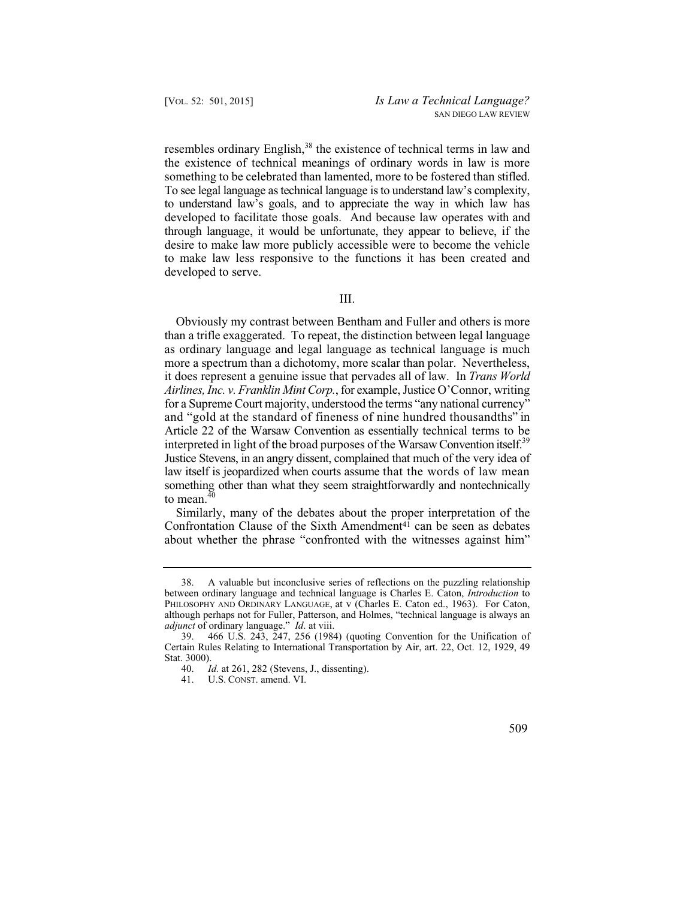resembles ordinary English,[38] the existence of technical terms in law and the existence of technical meanings of ordinary words in law is more something to be celebrated than lamented, more to be fostered than stifled. To see legal language as technical language is to understand law's complexity, to understand law's goals, and to appreciate the way in which law has developed to facilitate those goals. And because law operates with and through language, it would be unfortunate, they appear to believe, if the desire to make law more publicly accessible were to become the vehicle to make law less responsive to the functions it has been created and developed to serve.

## III.

Obviously my contrast between Bentham and Fuller and others is more than a trifle exaggerated. To repeat, the distinction between legal language as ordinary language and legal language as technical language is much more a spectrum than a dichotomy, more scalar than polar. Nevertheless, it does represent a genuine issue that pervades all of law. In *Trans World Airlines, Inc. v. Franklin Mint Corp.*, for example, Justice O'Connor, writing for a Supreme Court majority, understood the terms "any national currency" and "gold at the standard of fineness of nine hundred thousandths" in Article 22 of the Warsaw Convention as essentially technical terms to be interpreted in light of the broad purposes of the Warsaw Convention itself.[39] Justice Stevens, in an angry dissent, complained that much of the very idea of law itself is jeopardized when courts assume that the words of law mean something other than what they seem straightforwardly and nontechnically to mean.[40]

Similarly, many of the debates about the proper interpretation of the Confrontation Clause of the Sixth Amendment[41] can be seen as debates about whether the phrase "confronted with the witnesses against him"

---

38. A valuable but inconclusive series of reflections on the puzzling relationship between ordinary language and technical language is Charles E. Caton, *Introduction* to PHILOSOPHY AND ORDINARY LANGUAGE, at v (Charles E. Caton ed., 1963). For Caton, although perhaps not for Fuller, Patterson, and Holmes, "technical language is always an *adjunct* of ordinary language." *Id*. at viii.

39. 466 U.S. 243, 247, 256 (1984) (quoting Convention for the Unification of Certain Rules Relating to International Transportation by Air, art. 22, Oct. 12, 1929, 49 Stat. 3000).

40. *Id.* at 261, 282 (Stevens, J., dissenting).

41. U.S. CONST. amend. VI.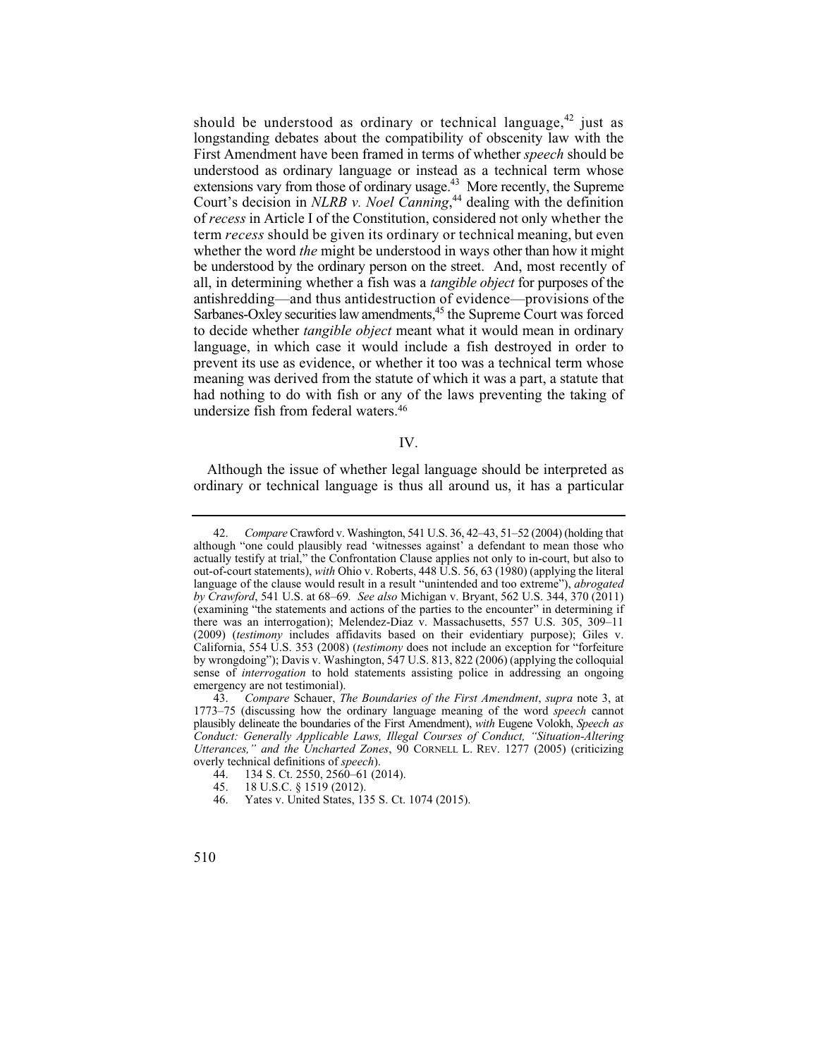should be understood as ordinary or technical language,[42] just as longstanding debates about the compatibility of obscenity law with the First Amendment have been framed in terms of whether *speech* should be understood as ordinary language or instead as a technical term whose extensions vary from those of ordinary usage.[43] More recently, the Supreme Court's decision in *NLRB v. Noel Canning*,[44] dealing with the definition of *recess* in Article I of the Constitution, considered not only whether the term *recess* should be given its ordinary or technical meaning, but even whether the word *the* might be understood in ways other than how it might be understood by the ordinary person on the street. And, most recently of all, in determining whether a fish was a *tangible object* for purposes of the antishredding—and thus antidestruction of evidence—provisions of the Sarbanes-Oxley securities law amendments,[45] the Supreme Court was forced to decide whether *tangible object* meant what it would mean in ordinary language, in which case it would include a fish destroyed in order to prevent its use as evidence, or whether it too was a technical term whose meaning was derived from the statute of which it was a part, a statute that had nothing to do with fish or any of the laws preventing the taking of undersize fish from federal waters.[46]

## IV.

Although the issue of whether legal language should be interpreted as ordinary or technical language is thus all around us, it has a particular

---

42. *Compare* Crawford v. Washington, 541 U.S. 36, 42–43, 51–52 (2004) (holding that although "one could plausibly read 'witnesses against' a defendant to mean those who actually testify at trial," the Confrontation Clause applies not only to in-court, but also to out-of-court statements), *with* Ohio v. Roberts, 448 U.S. 56, 63 (1980) (applying the literal language of the clause would result in a result "unintended and too extreme"), *abrogated by Crawford*, 541 U.S. at 68–69*. See also* Michigan v. Bryant, 562 U.S. 344, 370 (2011) (examining "the statements and actions of the parties to the encounter" in determining if there was an interrogation); Melendez-Diaz v. Massachusetts, 557 U.S. 305, 309–11 (2009) (*testimony* includes affidavits based on their evidentiary purpose); Giles v. California, 554 U.S. 353 (2008) (*testimony* does not include an exception for "forfeiture by wrongdoing"); Davis v. Washington, 547 U.S. 813, 822 (2006) (applying the colloquial sense of *interrogation* to hold statements assisting police in addressing an ongoing emergency are not testimonial).

43. *Compare* Schauer, *The Boundaries of the First Amendment*, *supra* note 3, at 1773–75 (discussing how the ordinary language meaning of the word *speech* cannot plausibly delineate the boundaries of the First Amendment), *with* Eugene Volokh, *Speech as Conduct: Generally Applicable Laws, Illegal Courses of Conduct, "Situation-Altering Utterances," and the Uncharted Zones*, 90 CORNELL L. REV. 1277 (2005) (criticizing overly technical definitions of *speech*).

44. 134 S. Ct. 2550, 2560–61 (2014).

45. 18 U.S.C. § 1519 (2012).

46. Yates v. United States, 135 S. Ct. 1074 (2015).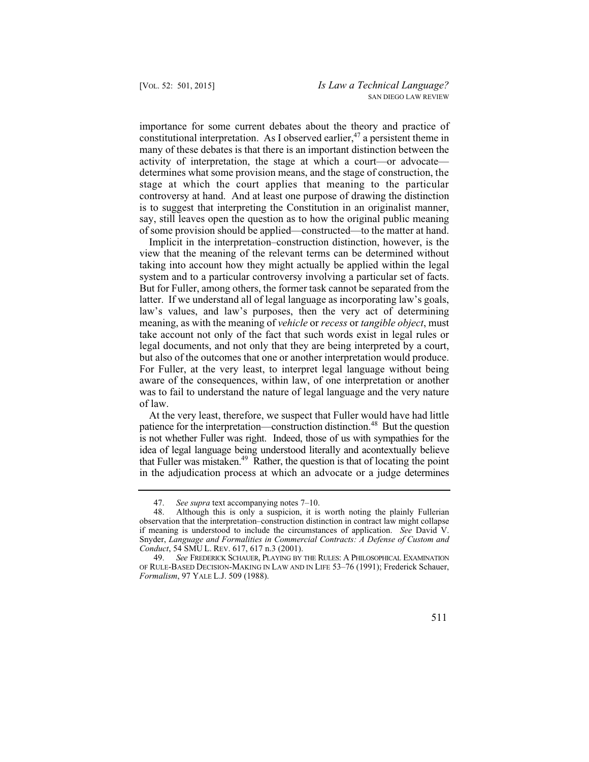importance for some current debates about the theory and practice of constitutional interpretation. As I observed earlier,[47] a persistent theme in many of these debates is that there is an important distinction between the activity of interpretation, the stage at which a court—or advocate—determines what some provision means, and the stage of construction, the stage at which the court applies that meaning to the particular controversy at hand. And at least one purpose of drawing the distinction is to suggest that interpreting the Constitution in an originalist manner, say, still leaves open the question as to how the original public meaning of some provision should be applied—constructed—to the matter at hand.

Implicit in the interpretation–construction distinction, however, is the view that the meaning of the relevant terms can be determined without taking into account how they might actually be applied within the legal system and to a particular controversy involving a particular set of facts. But for Fuller, among others, the former task cannot be separated from the latter. If we understand all of legal language as incorporating law's goals, law's values, and law's purposes, then the very act of determining meaning, as with the meaning of *vehicle* or *recess* or *tangible object*, must take account not only of the fact that such words exist in legal rules or legal documents, and not only that they are being interpreted by a court, but also of the outcomes that one or another interpretation would produce. For Fuller, at the very least, to interpret legal language without being aware of the consequences, within law, of one interpretation or another was to fail to understand the nature of legal language and the very nature of law.

At the very least, therefore, we suspect that Fuller would have had little patience for the interpretation—construction distinction.[48] But the question is not whether Fuller was right. Indeed, those of us with sympathies for the idea of legal language being understood literally and acontextually believe that Fuller was mistaken.[49] Rather, the question is that of locating the point in the adjudication process at which an advocate or a judge determines

---

47. *See supra* text accompanying notes 7–10.

48. Although this is only a suspicion, it is worth noting the plainly Fullerian observation that the interpretation–construction distinction in contract law might collapse if meaning is understood to include the circumstances of application. *See* David V. Snyder, *Language and Formalities in Commercial Contracts: A Defense of Custom and Conduct*, 54 SMU L. REV. 617, 617 n.3 (2001).

49. *See* FREDERICK SCHAUER, PLAYING BY THE RULES: A PHILOSOPHICAL EXAMINATION OF RULE-BASED DECISION-MAKING IN LAW AND IN LIFE 53–76 (1991); Frederick Schauer, *Formalism*, 97 YALE L.J. 509 (1988).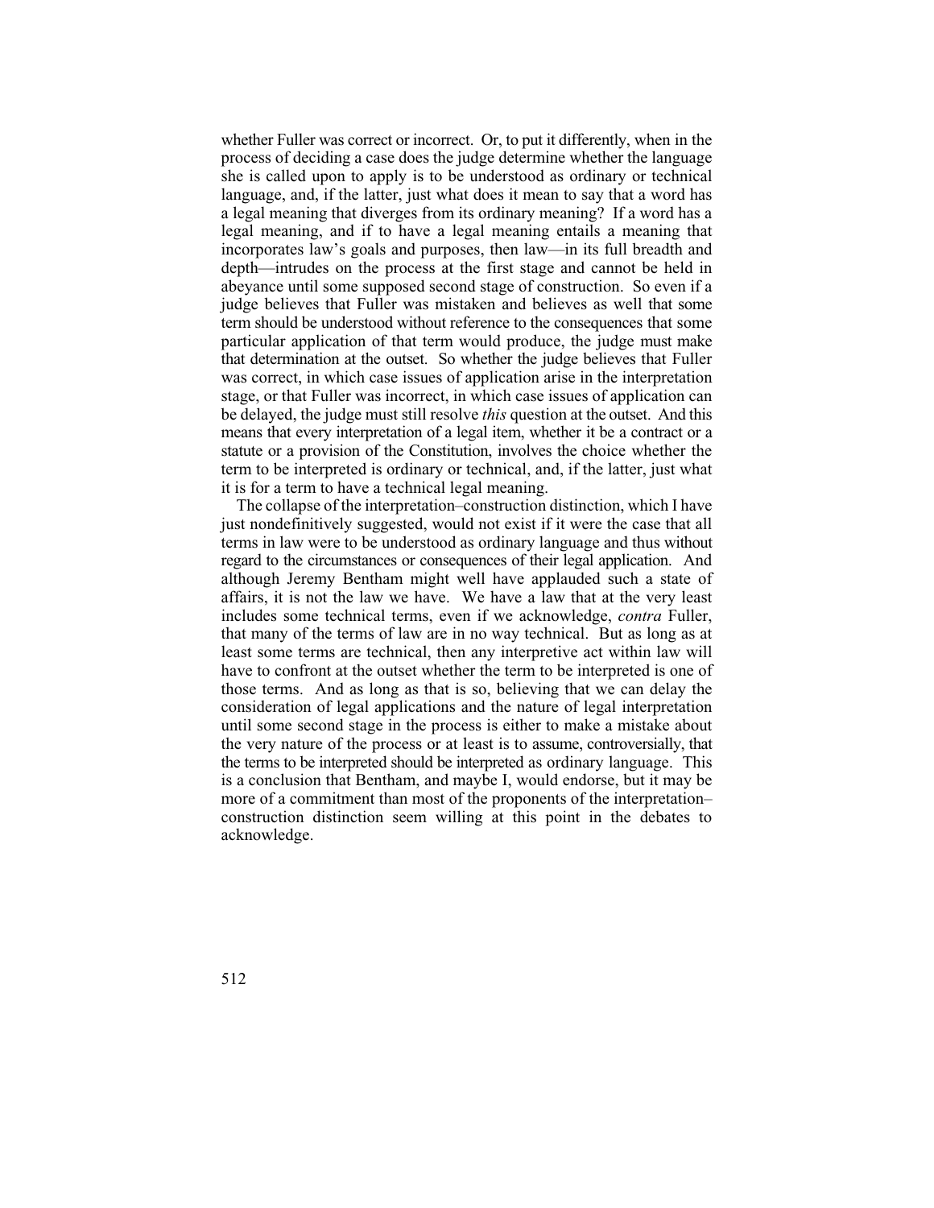whether Fuller was correct or incorrect. Or, to put it differently, when in the process of deciding a case does the judge determine whether the language she is called upon to apply is to be understood as ordinary or technical language, and, if the latter, just what does it mean to say that a word has a legal meaning that diverges from its ordinary meaning? If a word has a legal meaning, and if to have a legal meaning entails a meaning that incorporates law's goals and purposes, then law—in its full breadth and depth—intrudes on the process at the first stage and cannot be held in abeyance until some supposed second stage of construction. So even if a judge believes that Fuller was mistaken and believes as well that some term should be understood without reference to the consequences that some particular application of that term would produce, the judge must make that determination at the outset. So whether the judge believes that Fuller was correct, in which case issues of application arise in the interpretation stage, or that Fuller was incorrect, in which case issues of application can be delayed, the judge must still resolve *this* question at the outset. And this means that every interpretation of a legal item, whether it be a contract or a statute or a provision of the Constitution, involves the choice whether the term to be interpreted is ordinary or technical, and, if the latter, just what it is for a term to have a technical legal meaning.

The collapse of the interpretation–construction distinction, which I have just nondefinitively suggested, would not exist if it were the case that all terms in law were to be understood as ordinary language and thus without regard to the circumstances or consequences of their legal application. And although Jeremy Bentham might well have applauded such a state of affairs, it is not the law we have. We have a law that at the very least includes some technical terms, even if we acknowledge, *contra* Fuller, that many of the terms of law are in no way technical. But as long as at least some terms are technical, then any interpretive act within law will have to confront at the outset whether the term to be interpreted is one of those terms. And as long as that is so, believing that we can delay the consideration of legal applications and the nature of legal interpretation until some second stage in the process is either to make a mistake about the very nature of the process or at least is to assume, controversially, that the terms to be interpreted should be interpreted as ordinary language. This is a conclusion that Bentham, and maybe I, would endorse, but it may be more of a commitment than most of the proponents of the interpretation–construction distinction seem willing at this point in the debates to acknowledge.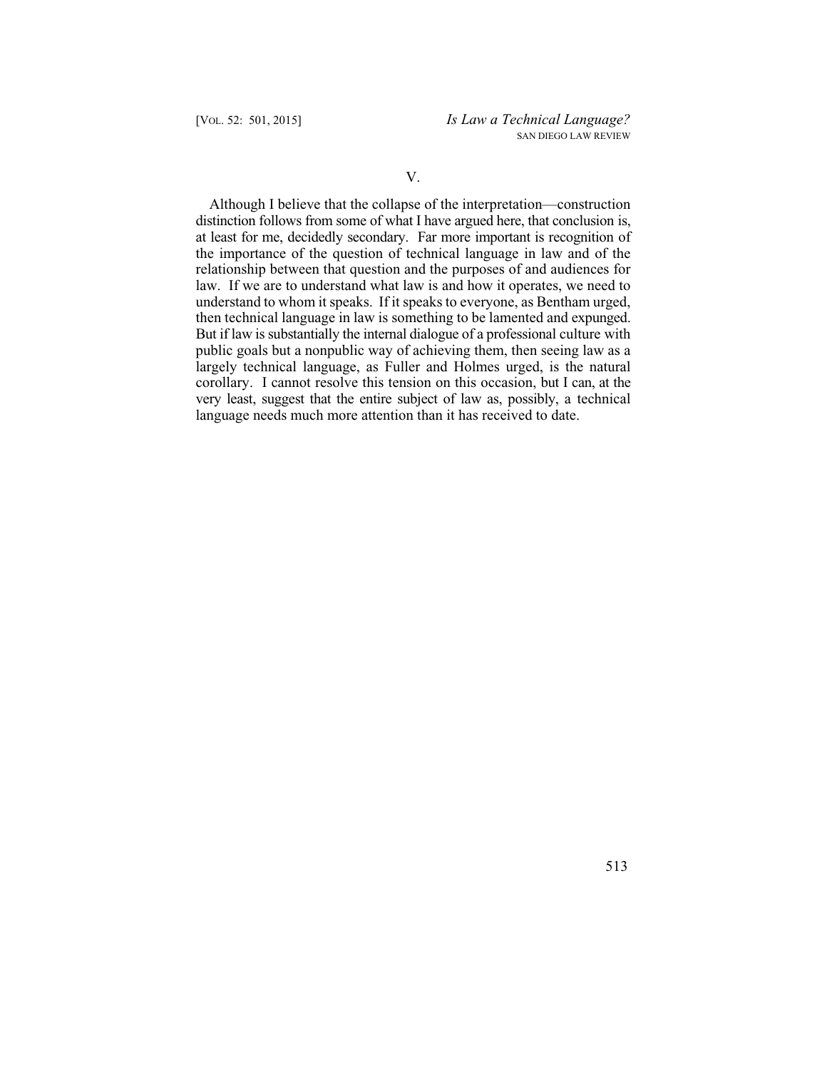## V.

Although I believe that the collapse of the interpretation—construction distinction follows from some of what I have argued here, that conclusion is, at least for me, decidedly secondary. Far more important is recognition of the importance of the question of technical language in law and of the relationship between that question and the purposes of and audiences for law. If we are to understand what law is and how it operates, we need to understand to whom it speaks. If it speaks to everyone, as Bentham urged, then technical language in law is something to be lamented and expunged. But if law is substantially the internal dialogue of a professional culture with public goals but a nonpublic way of achieving them, then seeing law as a largely technical language, as Fuller and Holmes urged, is the natural corollary. I cannot resolve this tension on this occasion, but I can, at the very least, suggest that the entire subject of law as, possibly, a technical language needs much more attention than it has received to date.